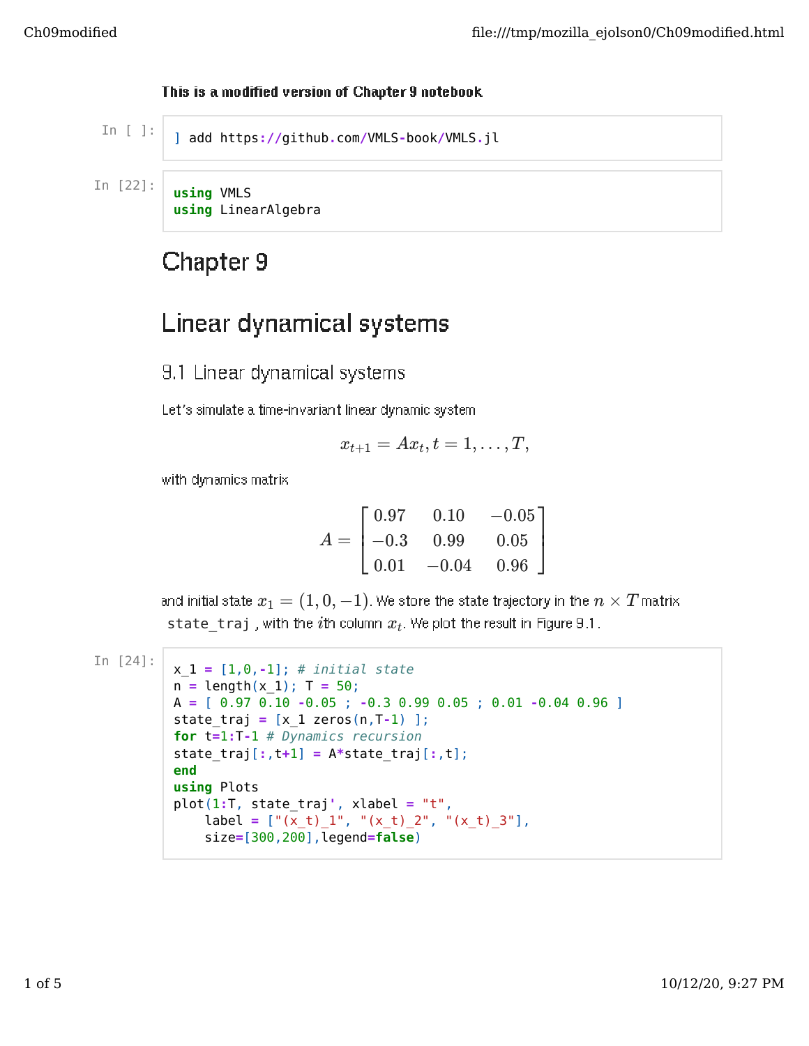**This is a modified version of Chapter 9 notebook**

```
] add https://github.com/VMLS-book/VMLS.jl
```

```
using VMLS
using LinearAlgebra
```

# Chapter 9

# Linear dynamical systems

## 9.1 Linear dynamical systems

Let's simulate a time-invariant linear dynamic system

$$x_{t+1} = Ax_t, t = 1, \ldots, T,$$

with dynamics matrix

$$A = \begin{bmatrix} 0.97 & 0.10 & -0.05 \\ -0.3 & 0.99 & 0.05 \\ 0.01 & -0.04 & 0.96 \end{bmatrix}$$

and initial state $x_1 = (1, 0, -1)$. We store the state trajectory in the $n \times T$ matrix `state_traj`, with the $i$th column $x_t$. We plot the result in Figure 9.1.

```
x_1 = [1,0,-1]; # initial state
n = length(x_1); T = 50;
A = [ 0.97 0.10 -0.05 ; -0.3 0.99 0.05 ; 0.01 -0.04 0.96 ]
state_traj = [x_1 zeros(n,T-1) ];
for t=1:T-1 # Dynamics recursion
state_traj[:,t+1] = A*state_traj[:,t];
end
using Plots
plot(1:T, state_traj', xlabel = "t",
    label = ["(x_t)_1", "(x_t)_2", "(x_t)_3"],
    size=[300,200],legend=false)
```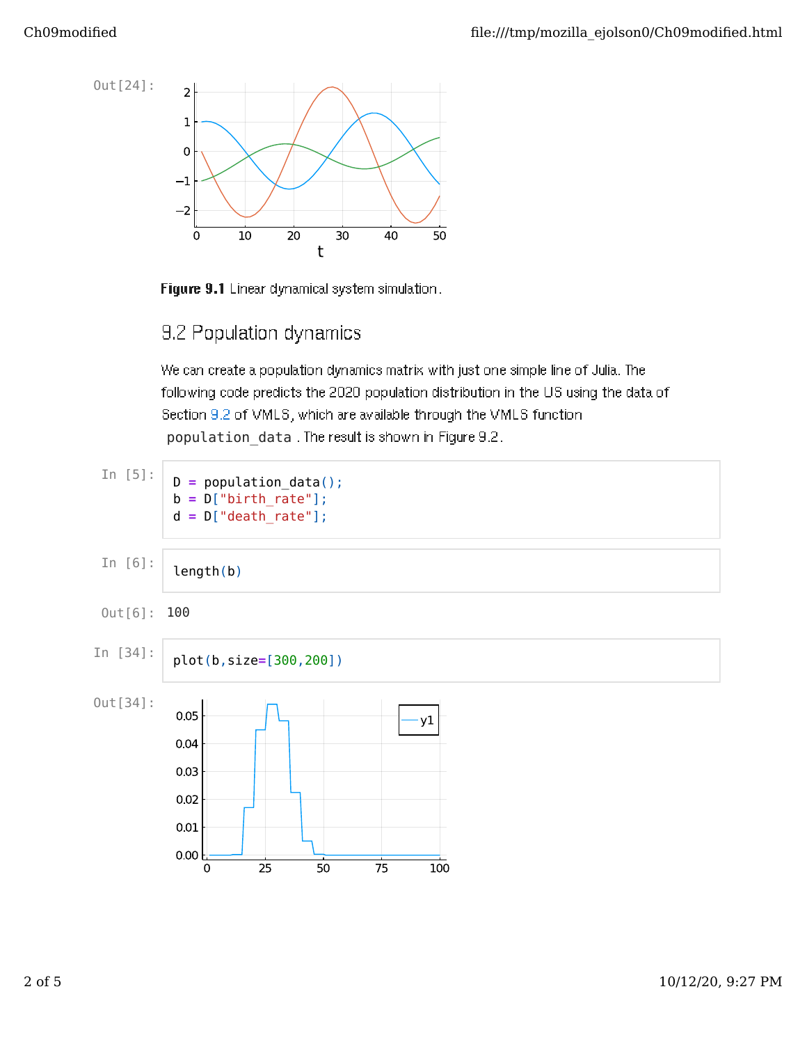Out[24]:

**Figure 9.1** Linear dynamical system simulation.

## 9.2 Population dynamics

We can create a population dynamics matrix with just one simple line of Julia. The following code predicts the 2020 population distribution in the US using the data of Section 9.2 of VMLS, which are available through the VMLS function `population_data`. The result is shown in Figure 9.2.

In [5]:

```
D = population_data();
b = D["birth_rate"];
d = D["death_rate"];
```

In [6]:

```
length(b)
```

Out[6]: 100

In [34]:

```
plot(b,size=[300,200])
```

Out[34]: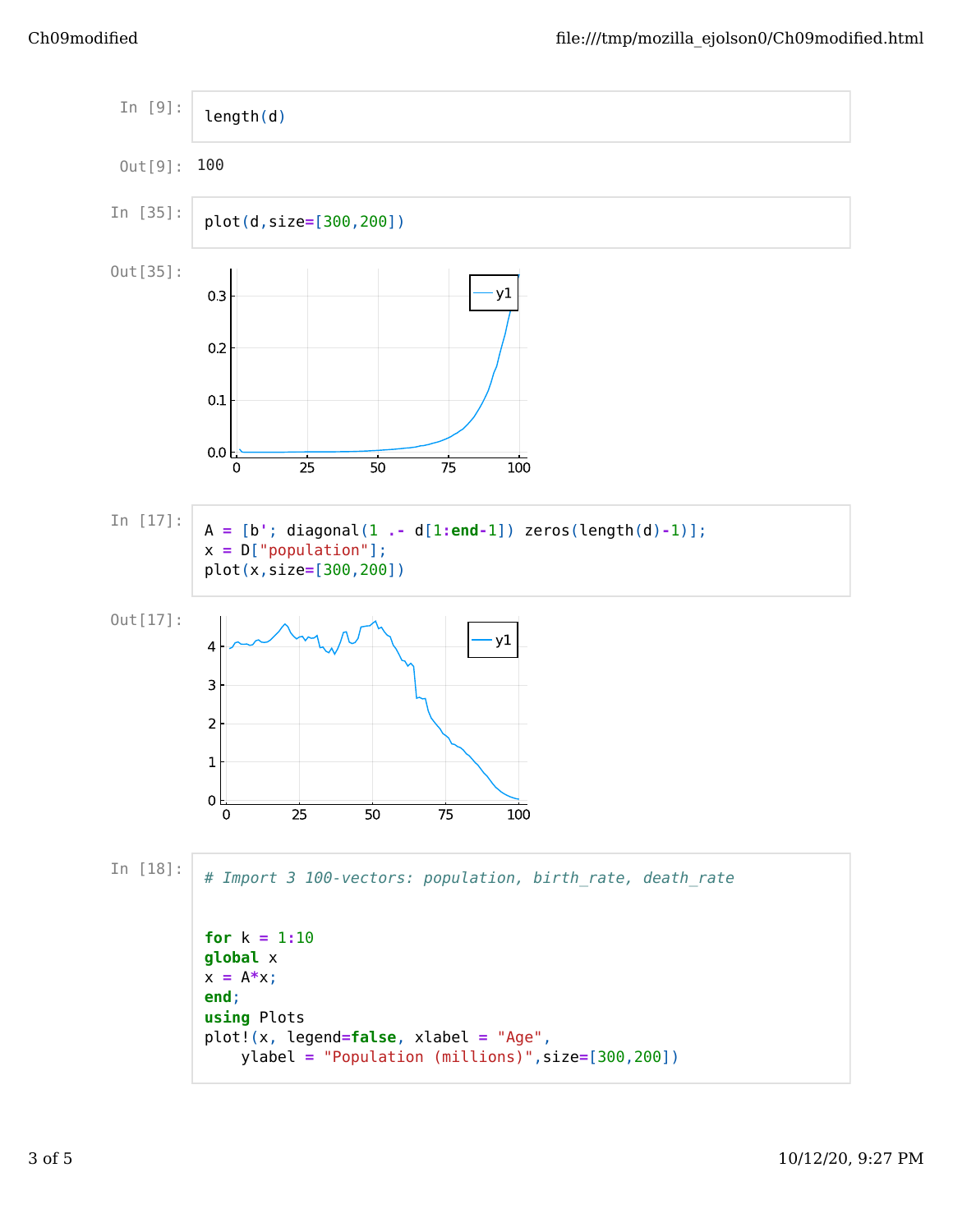In [9]:

```
length(d)
```

Out[9]: 100

In [35]:

```
plot(d,size=[300,200])
```

Out[35]:

In [17]:

```
A = [b'; diagonal(1 .- d[1:end-1]) zeros(length(d)-1)];
x = D["population"];
plot(x,size=[300,200])
```

Out[17]:

In [18]:

```
# Import 3 100-vectors: population, birth_rate, death_rate


for k = 1:10
global x
x = A*x;
end;
using Plots
plot!(x, legend=false, xlabel = "Age",
    ylabel = "Population (millions)",size=[300,200])
```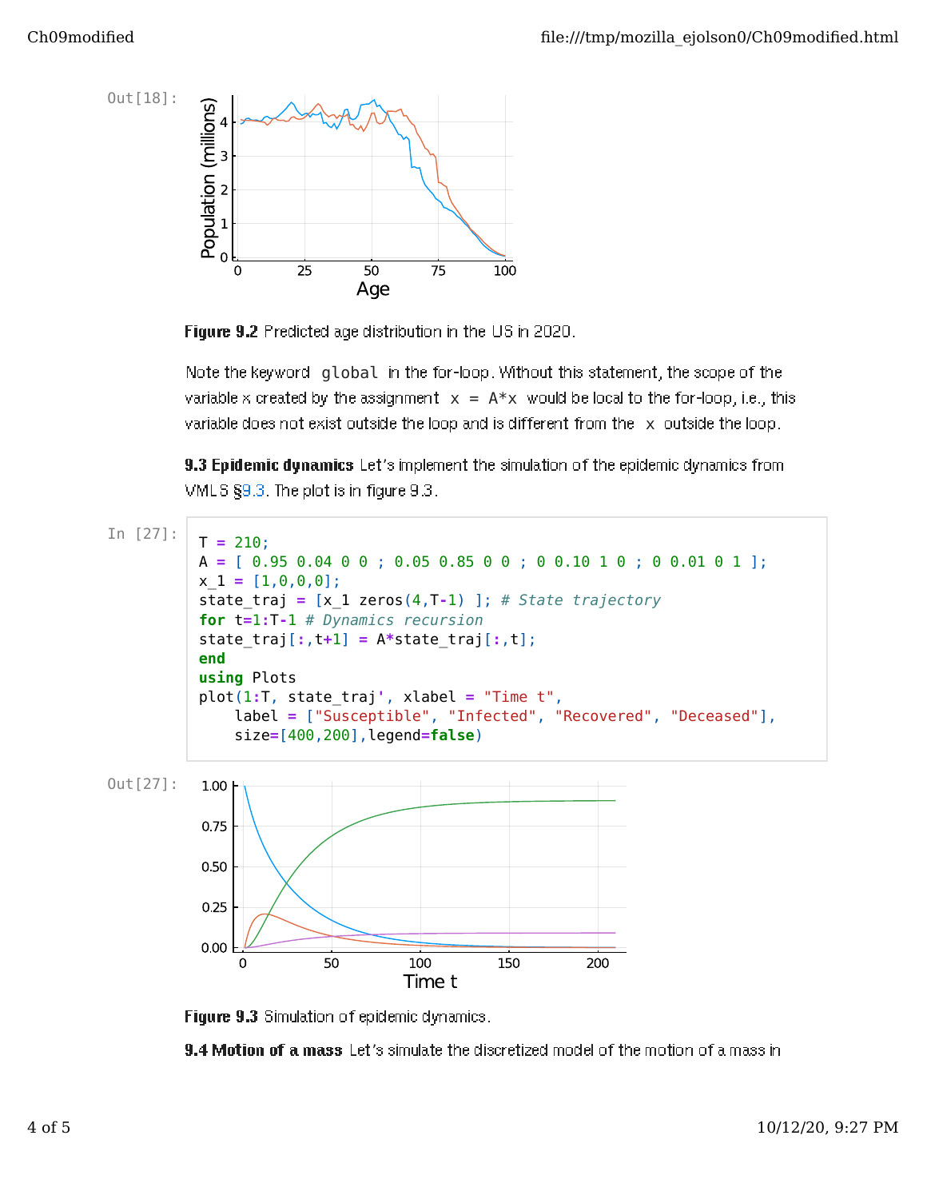Out[18]:

**Figure 9.2** Predicted age distribution in the US in 2020.

Note the keyword `global` in the for-loop. Without this statement, the scope of the variable x created by the assignment `x = A*x` would be local to the for-loop, i.e., this variable does not exist outside the loop and is different from the `x` outside the loop.

**9.3 Epidemic dynamics** Let's implement the simulation of the epidemic dynamics from VMLS §9.3. The plot is in figure 9.3.

In [27]:

```
T = 210;
A = [ 0.95 0.04 0 0 ; 0.05 0.85 0 0 ; 0 0.10 1 0 ; 0 0.01 0 1 ];
x_1 = [1,0,0,0];
state_traj = [x_1 zeros(4,T-1) ]; # State trajectory
for t=1:T-1 # Dynamics recursion
state_traj[:,t+1] = A*state_traj[:,t];
end
using Plots
plot(1:T, state_traj', xlabel = "Time t",
    label = ["Susceptible", "Infected", "Recovered", "Deceased"],
    size=[400,200],legend=false)
```

Out[27]:

**Figure 9.3** Simulation of epidemic dynamics.

**9.4 Motion of a mass** Let's simulate the discretized model of the motion of a mass in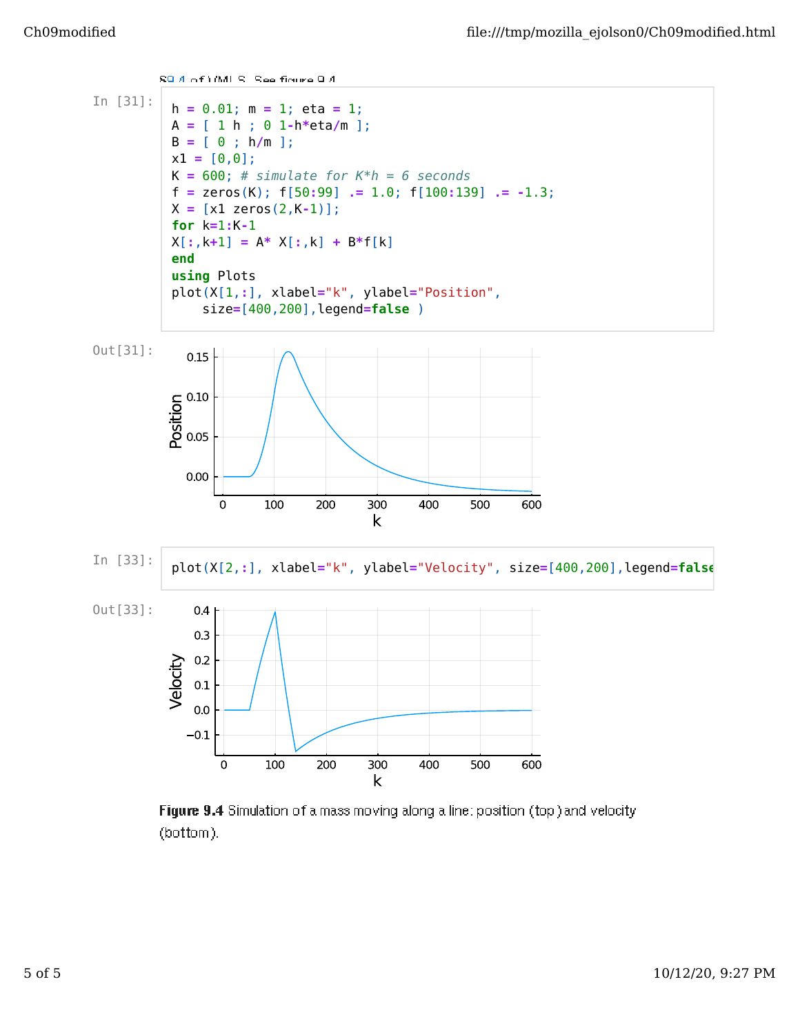```
h = 0.01; m = 1; eta = 1;
A = [ 1 h ; 0 1-h*eta/m ];
B = [ 0 ; h/m ];
x1 = [0,0];
K = 600; # simulate for K*h = 6 seconds
f = zeros(K); f[50:99] .= 1.0; f[100:139] .= -1.3;
X = [x1 zeros(2,K-1)];
for k=1:K-1
X[:,k+1] = A* X[:,k] + B*f[k]
end
using Plots
plot(X[1,:], xlabel="k", ylabel="Position",
    size=[400,200],legend=false )
```

Position
0.15
0.10
0.05
0.00
k
0
100
200
300
400
500
600

```
plot(X[2,:], xlabel="k", ylabel="Velocity", size=[400,200],legend=false
```

Velocity
0.4
0.3
0.2
0.1
0.0
−0.1
k
0
100
200
300
400
500
600

**Figure 9.4** Simulation of a mass moving along a line: position (top) and velocity (bottom).